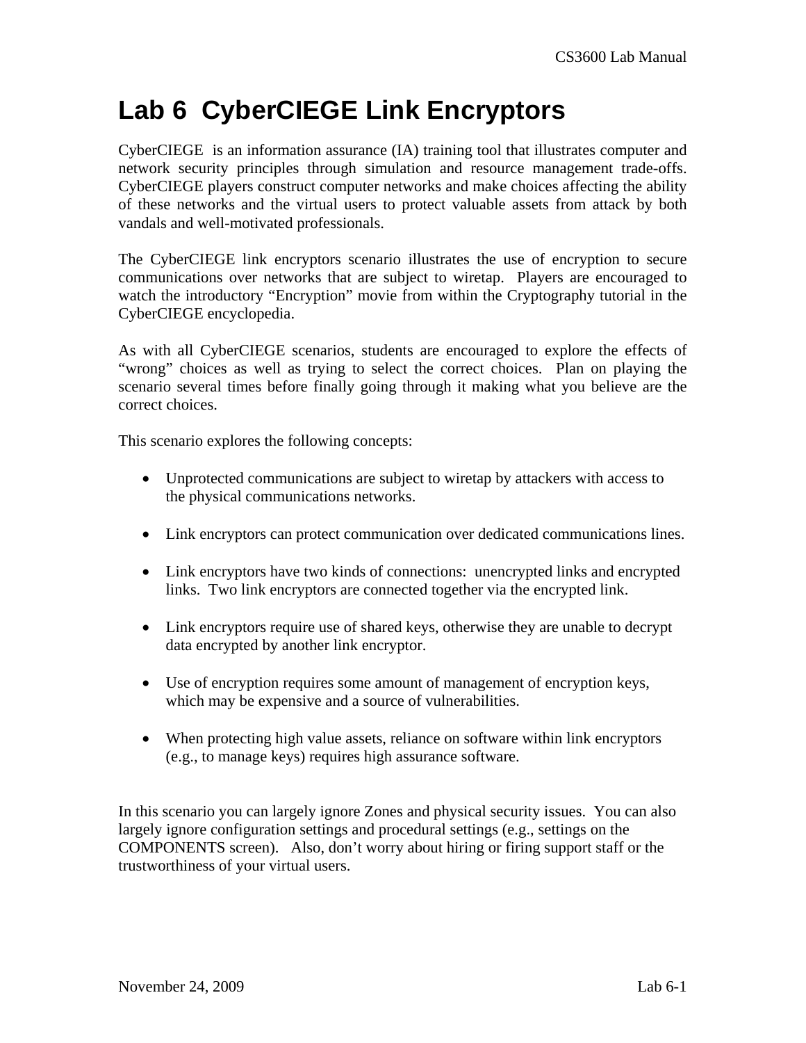# Lab 6 CyberCIEGE Link Encryptors

CyberCIEGE is an information assurance (IA) training tool that illustrates computer and network security principles through simulation and resource management trade-offs. CyberCIEGE players construct computer networks and make choices affecting the ability of these networks and the virtual users to protect valuable assets from attack by both vandals and well-motivated professionals.

The CyberCIEGE link encryptors scenario illustrates the use of encryption to secure communications over networks that are subject to wiretap. Players are encouraged to watch the introductory "Encryption" movie from within the Cryptography tutorial in the CyberCIEGE encyclopedia.

As with all CyberCIEGE scenarios, students are encouraged to explore the effects of "wrong" choices as well as trying to select the correct choices. Plan on playing the scenario several times before finally going through it making what you believe are the correct choices.

This scenario explores the following concepts:

- Unprotected communications are subject to wiretap by attackers with access to the physical communications networks.
- Link encryptors can protect communication over dedicated communications lines.
- Link encryptors have two kinds of connections: unencrypted links and encrypted links. Two link encryptors are connected together via the encrypted link.
- Link encryptors require use of shared keys, otherwise they are unable to decrypt data encrypted by another link encryptor.
- Use of encryption requires some amount of management of encryption keys, which may be expensive and a source of vulnerabilities.
- When protecting high value assets, reliance on software within link encryptors (e.g., to manage keys) requires high assurance software.

In this scenario you can largely ignore Zones and physical security issues. You can also largely ignore configuration settings and procedural settings (e.g., settings on the COMPONENTS screen). Also, don't worry about hiring or firing support staff or the trustworthiness of your virtual users.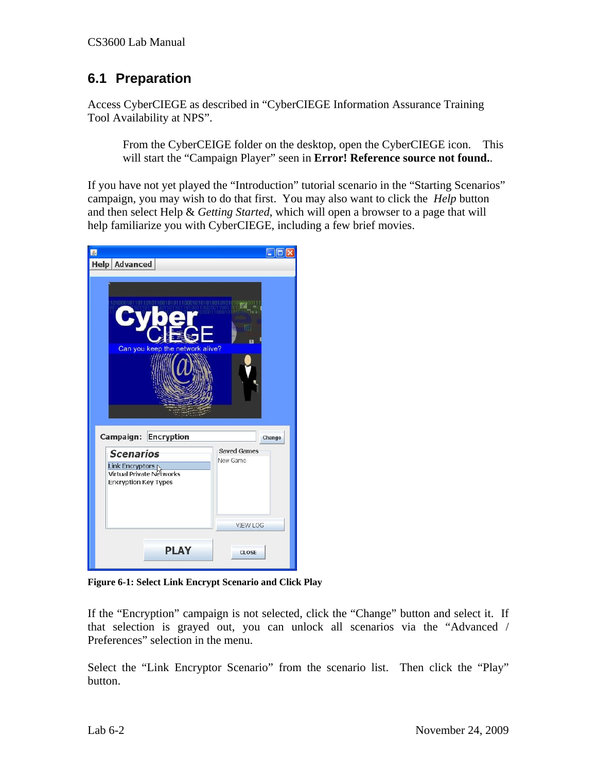## 6.1 Preparation

Access CyberCIEGE as described in "CyberCIEGE Information Assurance Training Tool Availability at NPS".

> From the CyberCEIGE folder on the desktop, open the CyberCEIGE icon. This will start the "Campaign Player" seen in **Error! Reference source not found.**.

If you have not yet played the "Introduction" tutorial scenario in the "Starting Scenarios" campaign, you may wish to do that first. You may also want to click the *Help* button and then select Help & *Getting Started*, which will open a browser to a page that will help familiarize you with CyberCIEGE, including a few brief movies.

**Figure 6-1: Select Link Encrypt Scenario and Click Play**

If the "Encryption" campaign is not selected, click the "Change" button and select it. If that selection is grayed out, you can unlock all scenarios via the "Advanced / Preferences" selection in the menu.

Select the "Link Encryptor Scenario" from the scenario list. Then click the "Play" button.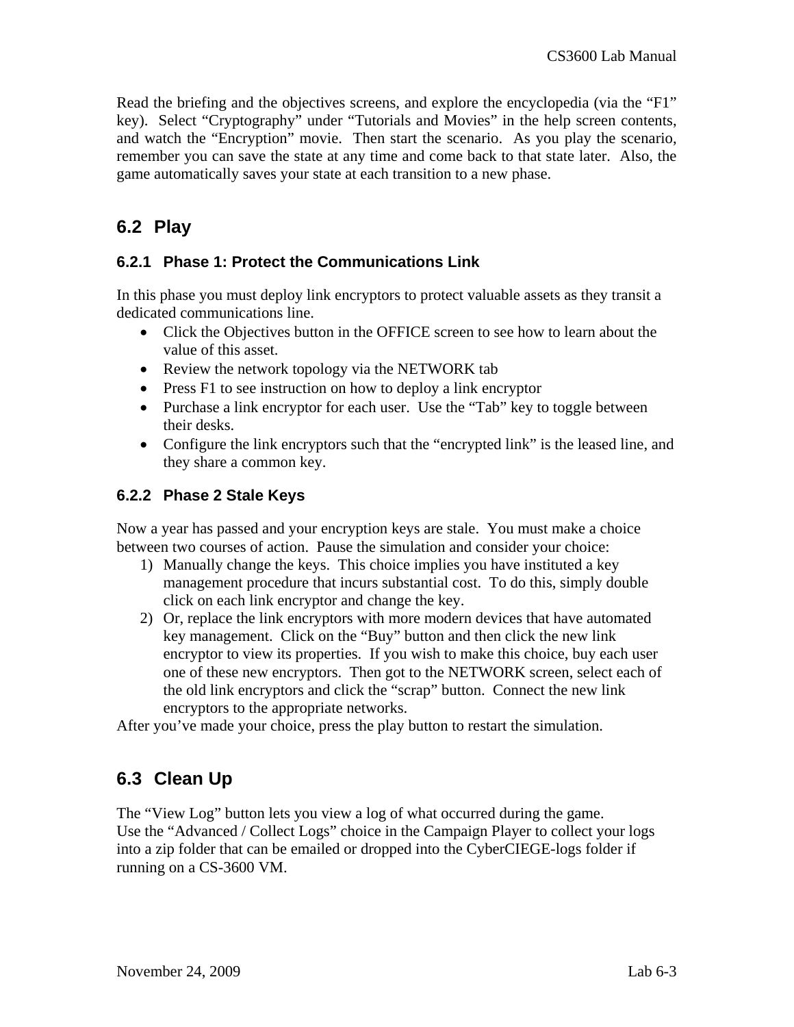Read the briefing and the objectives screens, and explore the encyclopedia (via the "F1" key). Select "Cryptography" under "Tutorials and Movies" in the help screen contents, and watch the "Encryption" movie. Then start the scenario. As you play the scenario, remember you can save the state at any time and come back to that state later. Also, the game automatically saves your state at each transition to a new phase.

## 6.2 Play

### 6.2.1 Phase 1: Protect the Communications Link

In this phase you must deploy link encryptors to protect valuable assets as they transit a dedicated communications line.

- Click the Objectives button in the OFFICE screen to see how to learn about the value of this asset.
- Review the network topology via the NETWORK tab
- Press F1 to see instruction on how to deploy a link encryptor
- Purchase a link encryptor for each user. Use the "Tab" key to toggle between their desks.
- Configure the link encryptors such that the "encrypted link" is the leased line, and they share a common key.

### 6.2.2 Phase 2 Stale Keys

Now a year has passed and your encryption keys are stale. You must make a choice between two courses of action. Pause the simulation and consider your choice:

1) Manually change the keys. This choice implies you have instituted a key management procedure that incurs substantial cost. To do this, simply double click on each link encryptor and change the key.
2) Or, replace the link encryptors with more modern devices that have automated key management. Click on the "Buy" button and then click the new link encryptor to view its properties. If you wish to make this choice, buy each user one of these new encryptors. Then got to the NETWORK screen, select each of the old link encryptors and click the "scrap" button. Connect the new link encryptors to the appropriate networks.

After you've made your choice, press the play button to restart the simulation.

## 6.3 Clean Up

The "View Log" button lets you view a log of what occurred during the game.
Use the "Advanced / Collect Logs" choice in the Campaign Player to collect your logs into a zip folder that can be emailed or dropped into the CyberCIEGE-logs folder if running on a CS-3600 VM.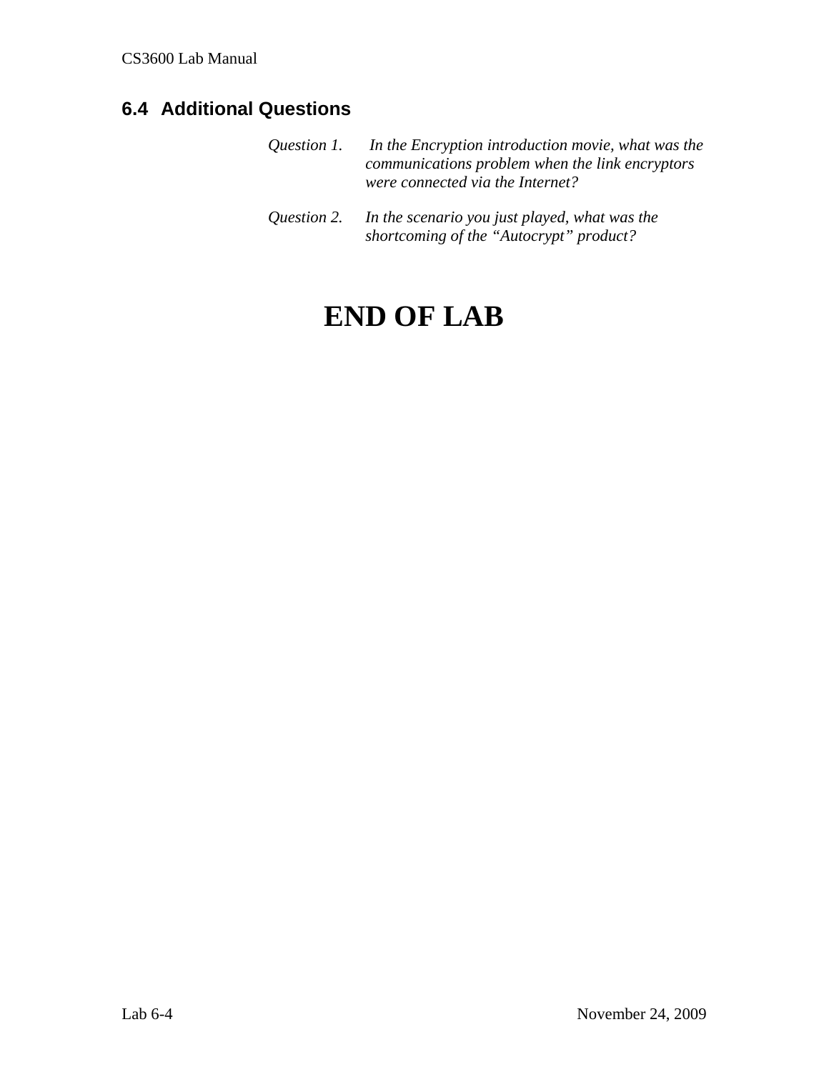## 6.4 Additional Questions

*Question 1.* *In the Encryption introduction movie, what was the communications problem when the link encryptors were connected via the Internet?*

*Question 2.* *In the scenario you just played, what was the shortcoming of the "Autocrypt" product?*

# END OF LAB